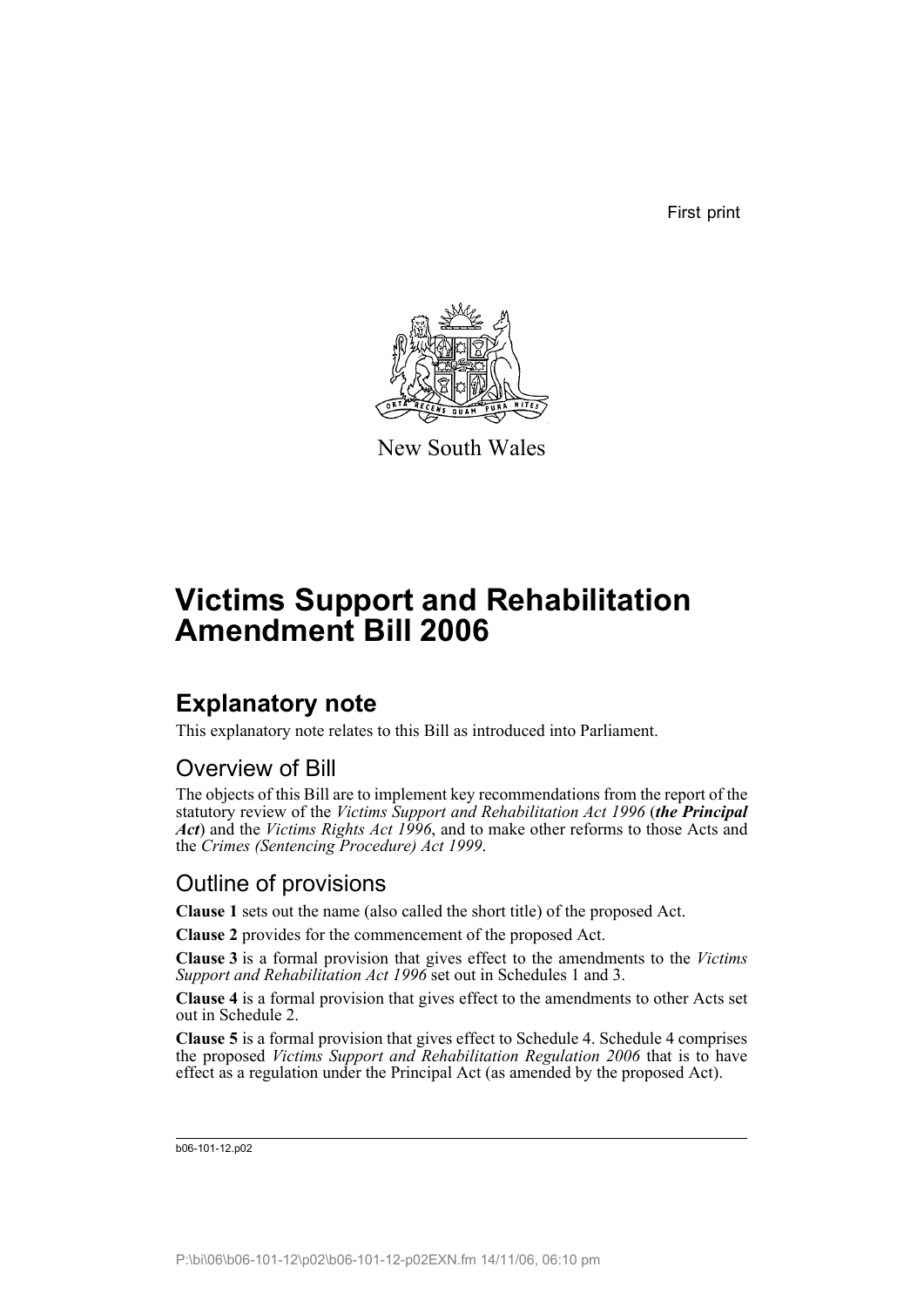First print

New South Wales

# Victims Support and Rehabilitation Amendment Bill 2006

## Explanatory note

This explanatory note relates to this Bill as introduced into Parliament.

### Overview of Bill

The objects of this Bill are to implement key recommendations from the report of the statutory review of the *Victims Support and Rehabilitation Act 1996* (***the Principal Act***) and the *Victims Rights Act 1996*, and to make other reforms to those Acts and the *Crimes (Sentencing Procedure) Act 1999*.

### Outline of provisions

**Clause 1** sets out the name (also called the short title) of the proposed Act.

**Clause 2** provides for the commencement of the proposed Act.

**Clause 3** is a formal provision that gives effect to the amendments to the *Victims Support and Rehabilitation Act 1996* set out in Schedules 1 and 3.

**Clause 4** is a formal provision that gives effect to the amendments to other Acts set out in Schedule 2.

**Clause 5** is a formal provision that gives effect to Schedule 4. Schedule 4 comprises the proposed *Victims Support and Rehabilitation Regulation 2006* that is to have effect as a regulation under the Principal Act (as amended by the proposed Act).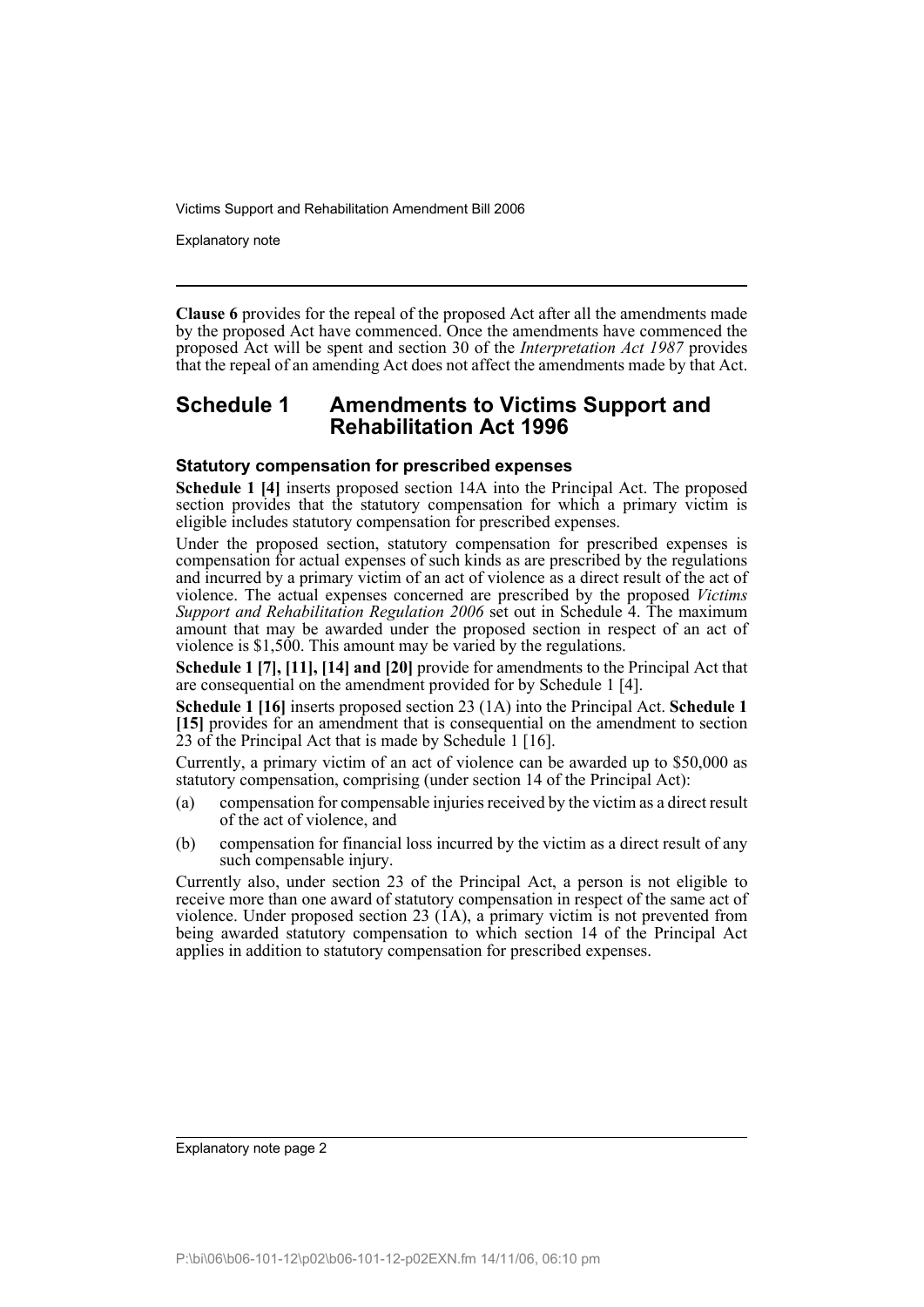**Clause 6** provides for the repeal of the proposed Act after all the amendments made by the proposed Act have commenced. Once the amendments have commenced the proposed Act will be spent and section 30 of the *Interpretation Act 1987* provides that the repeal of an amending Act does not affect the amendments made by that Act.

## Schedule 1 Amendments to Victims Support and Rehabilitation Act 1996

### Statutory compensation for prescribed expenses

**Schedule 1 [4]** inserts proposed section 14A into the Principal Act. The proposed section provides that the statutory compensation for which a primary victim is eligible includes statutory compensation for prescribed expenses.

Under the proposed section, statutory compensation for prescribed expenses is compensation for actual expenses of such kinds as are prescribed by the regulations and incurred by a primary victim of an act of violence as a direct result of the act of violence. The actual expenses concerned are prescribed by the proposed *Victims Support and Rehabilitation Regulation 2006* set out in Schedule 4. The maximum amount that may be awarded under the proposed section in respect of an act of violence is $1,500. This amount may be varied by the regulations.

**Schedule 1 [7], [11], [14] and [20]** provide for amendments to the Principal Act that are consequential on the amendment provided for by Schedule 1 [4].

**Schedule 1 [16]** inserts proposed section 23 (1A) into the Principal Act. **Schedule 1 [15]** provides for an amendment that is consequential on the amendment to section 23 of the Principal Act that is made by Schedule 1 [16].

Currently, a primary victim of an act of violence can be awarded up to $50,000 as statutory compensation, comprising (under section 14 of the Principal Act):

(a) compensation for compensable injuries received by the victim as a direct result of the act of violence, and

(b) compensation for financial loss incurred by the victim as a direct result of any such compensable injury.

Currently also, under section 23 of the Principal Act, a person is not eligible to receive more than one award of statutory compensation in respect of the same act of violence. Under proposed section 23 (1A), a primary victim is not prevented from being awarded statutory compensation to which section 14 of the Principal Act applies in addition to statutory compensation for prescribed expenses.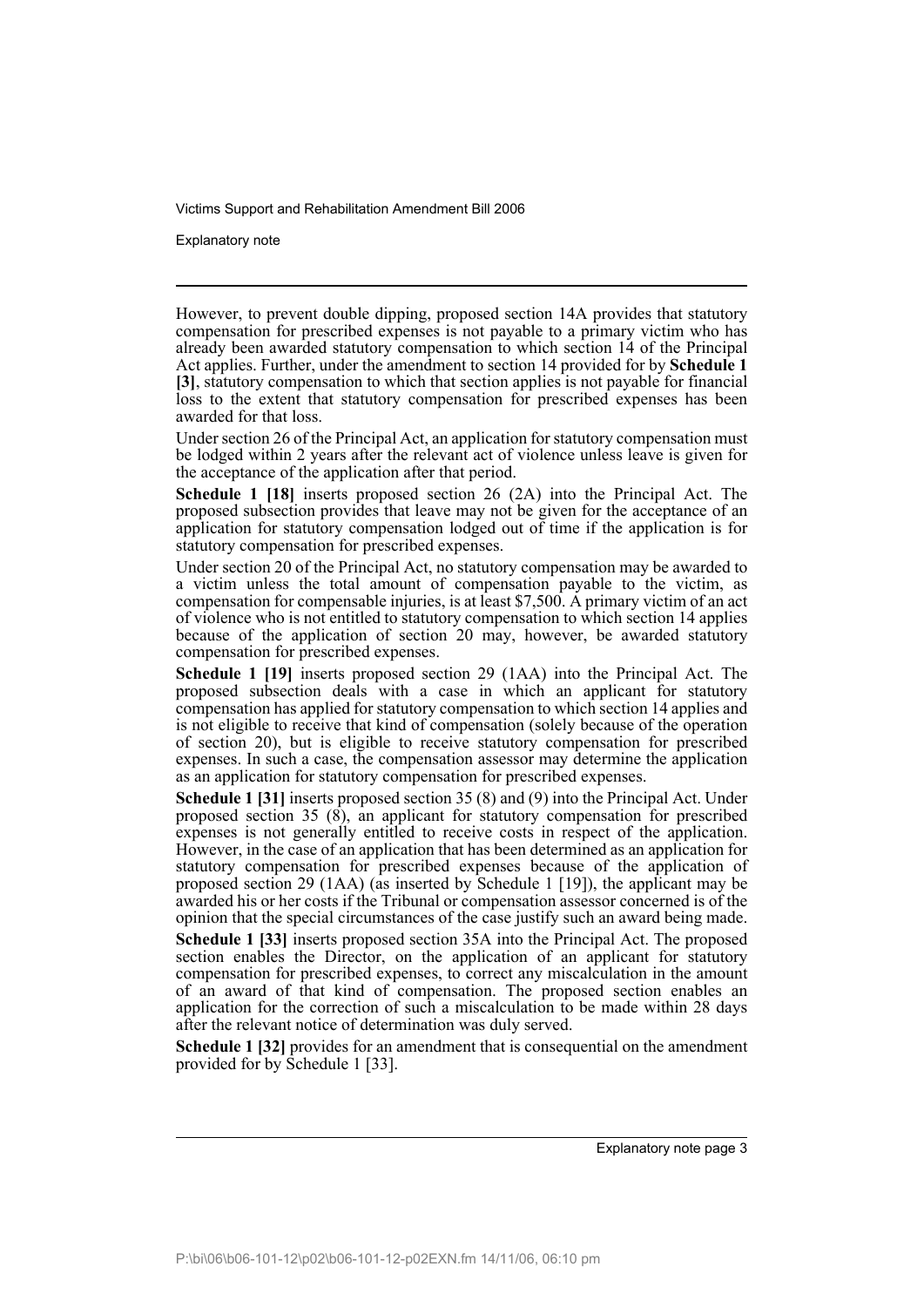However, to prevent double dipping, proposed section 14A provides that statutory compensation for prescribed expenses is not payable to a primary victim who has already been awarded statutory compensation to which section 14 of the Principal Act applies. Further, under the amendment to section 14 provided for by **Schedule 1 [3]**, statutory compensation to which that section applies is not payable for financial loss to the extent that statutory compensation for prescribed expenses has been awarded for that loss.

Under section 26 of the Principal Act, an application for statutory compensation must be lodged within 2 years after the relevant act of violence unless leave is given for the acceptance of the application after that period.

**Schedule 1 [18]** inserts proposed section 26 (2A) into the Principal Act. The proposed subsection provides that leave may not be given for the acceptance of an application for statutory compensation lodged out of time if the application is for statutory compensation for prescribed expenses.

Under section 20 of the Principal Act, no statutory compensation may be awarded to a victim unless the total amount of compensation payable to the victim, as compensation for compensable injuries, is at least $7,500. A primary victim of an act of violence who is not entitled to statutory compensation to which section 14 applies because of the application of section 20 may, however, be awarded statutory compensation for prescribed expenses.

**Schedule 1 [19]** inserts proposed section 29 (1AA) into the Principal Act. The proposed subsection deals with a case in which an applicant for statutory compensation has applied for statutory compensation to which section 14 applies and is not eligible to receive that kind of compensation (solely because of the operation of section 20), but is eligible to receive statutory compensation for prescribed expenses. In such a case, the compensation assessor may determine the application as an application for statutory compensation for prescribed expenses.

**Schedule 1 [31]** inserts proposed section 35 (8) and (9) into the Principal Act. Under proposed section 35 (8), an applicant for statutory compensation for prescribed expenses is not generally entitled to receive costs in respect of the application. However, in the case of an application that has been determined as an application for statutory compensation for prescribed expenses because of the application of proposed section 29 (1AA) (as inserted by Schedule 1 [19]), the applicant may be awarded his or her costs if the Tribunal or compensation assessor concerned is of the opinion that the special circumstances of the case justify such an award being made.

**Schedule 1 [33]** inserts proposed section 35A into the Principal Act. The proposed section enables the Director, on the application of an applicant for statutory compensation for prescribed expenses, to correct any miscalculation in the amount of an award of that kind of compensation. The proposed section enables an application for the correction of such a miscalculation to be made within 28 days after the relevant notice of determination was duly served.

**Schedule 1 [32]** provides for an amendment that is consequential on the amendment provided for by Schedule 1 [33].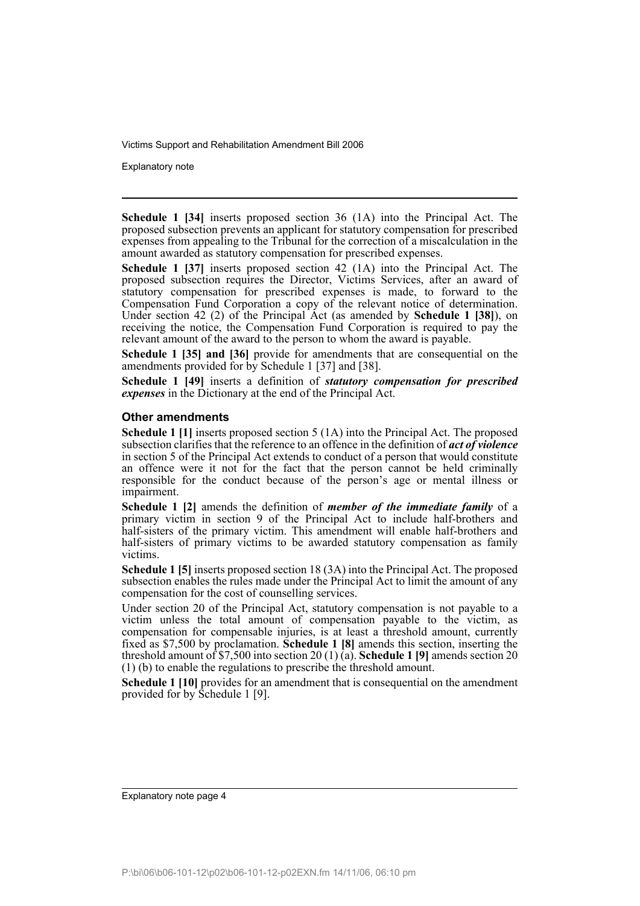**Schedule 1 [34]** inserts proposed section 36 (1A) into the Principal Act. The proposed subsection prevents an applicant for statutory compensation for prescribed expenses from appealing to the Tribunal for the correction of a miscalculation in the amount awarded as statutory compensation for prescribed expenses.

**Schedule 1 [37]** inserts proposed section 42 (1A) into the Principal Act. The proposed subsection requires the Director, Victims Services, after an award of statutory compensation for prescribed expenses is made, to forward to the Compensation Fund Corporation a copy of the relevant notice of determination. Under section 42 (2) of the Principal Act (as amended by **Schedule 1 [38]**), on receiving the notice, the Compensation Fund Corporation is required to pay the relevant amount of the award to the person to whom the award is payable.

**Schedule 1 [35] and [36]** provide for amendments that are consequential on the amendments provided for by Schedule 1 [37] and [38].

**Schedule 1 [49]** inserts a definition of ***statutory compensation for prescribed expenses*** in the Dictionary at the end of the Principal Act.

### Other amendments

**Schedule 1 [1]** inserts proposed section 5 (1A) into the Principal Act. The proposed subsection clarifies that the reference to an offence in the definition of ***act of violence*** in section 5 of the Principal Act extends to conduct of a person that would constitute an offence were it not for the fact that the person cannot be held criminally responsible for the conduct because of the person's age or mental illness or impairment.

**Schedule 1 [2]** amends the definition of ***member of the immediate family*** of a primary victim in section 9 of the Principal Act to include half-brothers and half-sisters of the primary victim. This amendment will enable half-brothers and half-sisters of primary victims to be awarded statutory compensation as family victims.

**Schedule 1 [5]** inserts proposed section 18 (3A) into the Principal Act. The proposed subsection enables the rules made under the Principal Act to limit the amount of any compensation for the cost of counselling services.

Under section 20 of the Principal Act, statutory compensation is not payable to a victim unless the total amount of compensation payable to the victim, as compensation for compensable injuries, is at least a threshold amount, currently fixed as $7,500 by proclamation. **Schedule 1 [8]** amends this section, inserting the threshold amount of $7,500 into section 20 (1) (a). **Schedule 1 [9]** amends section 20 (1) (b) to enable the regulations to prescribe the threshold amount.

**Schedule 1 [10]** provides for an amendment that is consequential on the amendment provided for by Schedule 1 [9].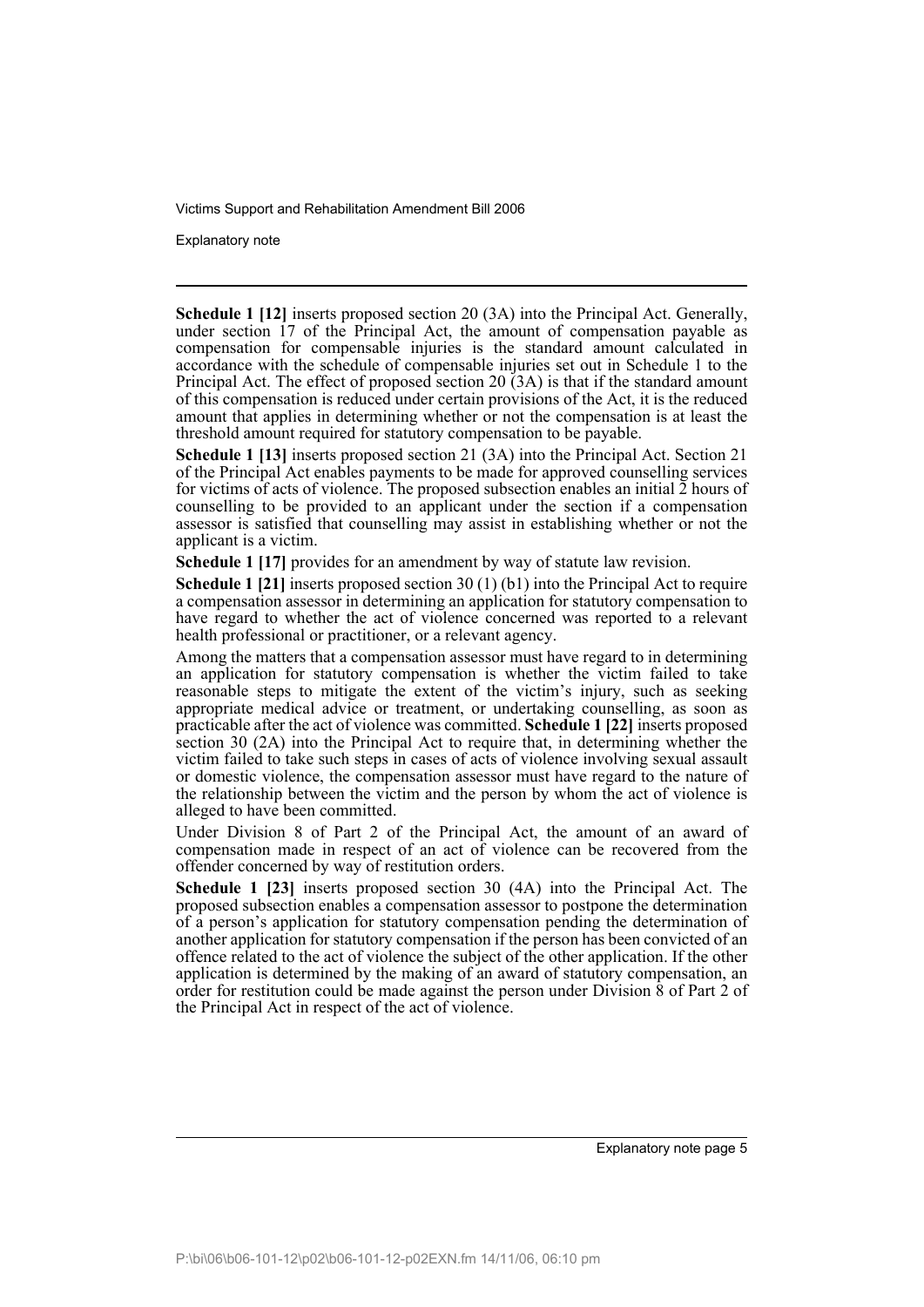**Schedule 1 [12]** inserts proposed section 20 (3A) into the Principal Act. Generally, under section 17 of the Principal Act, the amount of compensation payable as compensation for compensable injuries is the standard amount calculated in accordance with the schedule of compensable injuries set out in Schedule 1 to the Principal Act. The effect of proposed section 20 (3A) is that if the standard amount of this compensation is reduced under certain provisions of the Act, it is the reduced amount that applies in determining whether or not the compensation is at least the threshold amount required for statutory compensation to be payable.

**Schedule 1 [13]** inserts proposed section 21 (3A) into the Principal Act. Section 21 of the Principal Act enables payments to be made for approved counselling services for victims of acts of violence. The proposed subsection enables an initial 2 hours of counselling to be provided to an applicant under the section if a compensation assessor is satisfied that counselling may assist in establishing whether or not the applicant is a victim.

**Schedule 1 [17]** provides for an amendment by way of statute law revision.

**Schedule 1 [21]** inserts proposed section 30 (1) (b1) into the Principal Act to require a compensation assessor in determining an application for statutory compensation to have regard to whether the act of violence concerned was reported to a relevant health professional or practitioner, or a relevant agency.

Among the matters that a compensation assessor must have regard to in determining an application for statutory compensation is whether the victim failed to take reasonable steps to mitigate the extent of the victim's injury, such as seeking appropriate medical advice or treatment, or undertaking counselling, as soon as practicable after the act of violence was committed. **Schedule 1 [22]** inserts proposed section 30 (2A) into the Principal Act to require that, in determining whether the victim failed to take such steps in cases of acts of violence involving sexual assault or domestic violence, the compensation assessor must have regard to the nature of the relationship between the victim and the person by whom the act of violence is alleged to have been committed.

Under Division 8 of Part 2 of the Principal Act, the amount of an award of compensation made in respect of an act of violence can be recovered from the offender concerned by way of restitution orders.

**Schedule 1 [23]** inserts proposed section 30 (4A) into the Principal Act. The proposed subsection enables a compensation assessor to postpone the determination of a person's application for statutory compensation pending the determination of another application for statutory compensation if the person has been convicted of an offence related to the act of violence the subject of the other application. If the other application is determined by the making of an award of statutory compensation, an order for restitution could be made against the person under Division 8 of Part 2 of the Principal Act in respect of the act of violence.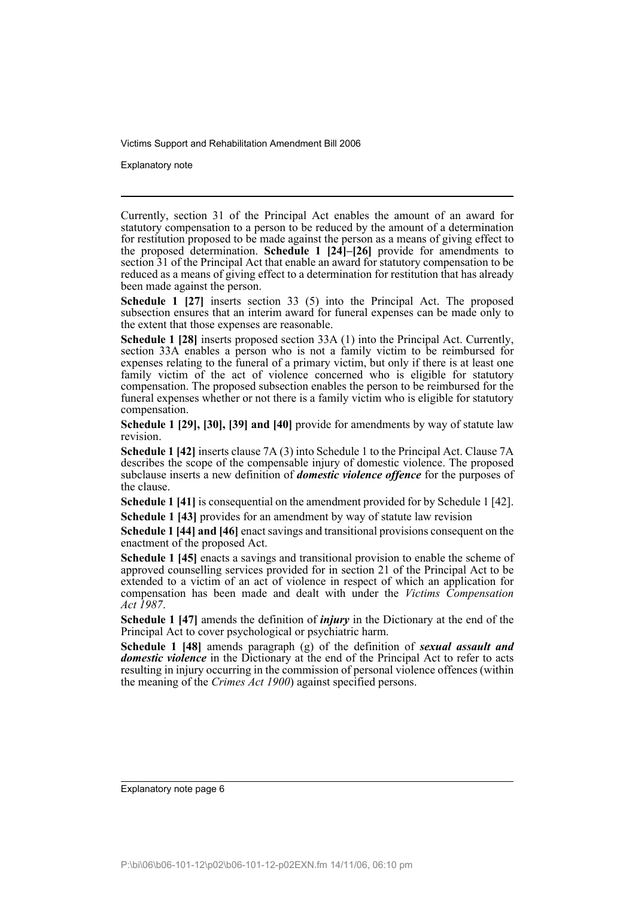Currently, section 31 of the Principal Act enables the amount of an award for statutory compensation to a person to be reduced by the amount of a determination for restitution proposed to be made against the person as a means of giving effect to the proposed determination. **Schedule 1 [24]–[26]** provide for amendments to section 31 of the Principal Act that enable an award for statutory compensation to be reduced as a means of giving effect to a determination for restitution that has already been made against the person.

**Schedule 1 [27]** inserts section 33 (5) into the Principal Act. The proposed subsection ensures that an interim award for funeral expenses can be made only to the extent that those expenses are reasonable.

**Schedule 1 [28]** inserts proposed section 33A (1) into the Principal Act. Currently, section 33A enables a person who is not a family victim to be reimbursed for expenses relating to the funeral of a primary victim, but only if there is at least one family victim of the act of violence concerned who is eligible for statutory compensation. The proposed subsection enables the person to be reimbursed for the funeral expenses whether or not there is a family victim who is eligible for statutory compensation.

**Schedule 1 [29], [30], [39] and [40]** provide for amendments by way of statute law revision.

**Schedule 1 [42]** inserts clause 7A (3) into Schedule 1 to the Principal Act. Clause 7A describes the scope of the compensable injury of domestic violence. The proposed subclause inserts a new definition of ***domestic violence offence*** for the purposes of the clause.

**Schedule 1 [41]** is consequential on the amendment provided for by Schedule 1 [42].

**Schedule 1 [43]** provides for an amendment by way of statute law revision

**Schedule 1 [44] and [46]** enact savings and transitional provisions consequent on the enactment of the proposed Act.

**Schedule 1 [45]** enacts a savings and transitional provision to enable the scheme of approved counselling services provided for in section 21 of the Principal Act to be extended to a victim of an act of violence in respect of which an application for compensation has been made and dealt with under the *Victims Compensation Act 1987*.

**Schedule 1 [47]** amends the definition of ***injury*** in the Dictionary at the end of the Principal Act to cover psychological or psychiatric harm.

**Schedule 1 [48]** amends paragraph (g) of the definition of ***sexual assault and domestic violence*** in the Dictionary at the end of the Principal Act to refer to acts resulting in injury occurring in the commission of personal violence offences (within the meaning of the *Crimes Act 1900*) against specified persons.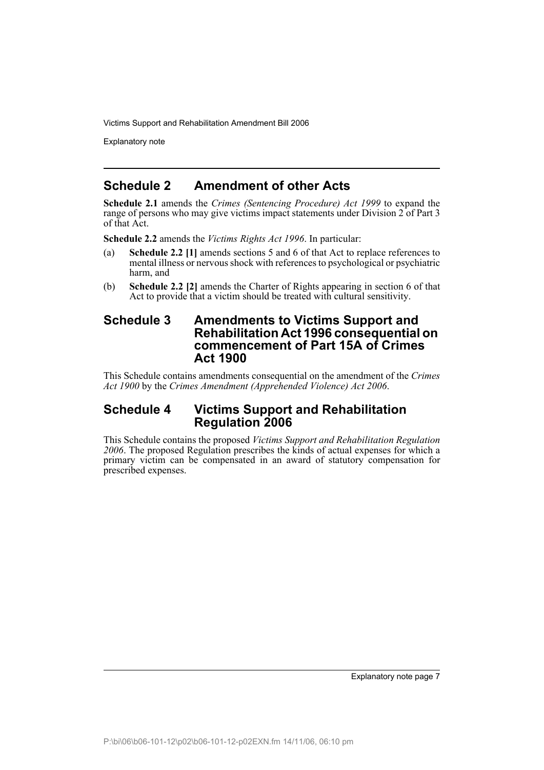## Schedule 2 Amendment of other Acts

**Schedule 2.1** amends the *Crimes (Sentencing Procedure) Act 1999* to expand the range of persons who may give victims impact statements under Division 2 of Part 3 of that Act.

**Schedule 2.2** amends the *Victims Rights Act 1996*. In particular:

(a) **Schedule 2.2 [1]** amends sections 5 and 6 of that Act to replace references to mental illness or nervous shock with references to psychological or psychiatric harm, and

(b) **Schedule 2.2 [2]** amends the Charter of Rights appearing in section 6 of that Act to provide that a victim should be treated with cultural sensitivity.

## Schedule 3 Amendments to Victims Support and Rehabilitation Act 1996 consequential on commencement of Part 15A of Crimes Act 1900

This Schedule contains amendments consequential on the amendment of the *Crimes Act 1900* by the *Crimes Amendment (Apprehended Violence) Act 2006*.

## Schedule 4 Victims Support and Rehabilitation Regulation 2006

This Schedule contains the proposed *Victims Support and Rehabilitation Regulation 2006*. The proposed Regulation prescribes the kinds of actual expenses for which a primary victim can be compensated in an award of statutory compensation for prescribed expenses.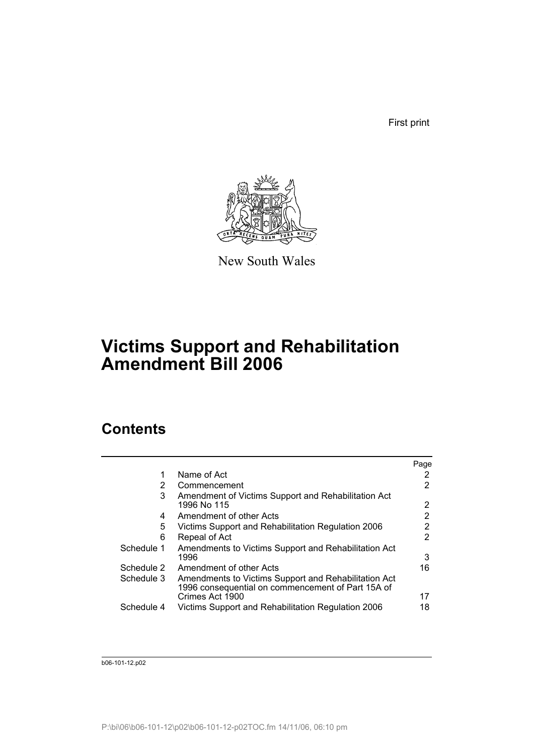First print

New South Wales

# Victims Support and Rehabilitation Amendment Bill 2006

## Contents

| | | Page |
|---|---|---|
| 1 | Name of Act | 2 |
| 2 | Commencement | 2 |
| 3 | Amendment of Victims Support and Rehabilitation Act 1996 No 115 | 2 |
| 4 | Amendment of other Acts | 2 |
| 5 | Victims Support and Rehabilitation Regulation 2006 | 2 |
| 6 | Repeal of Act | 2 |
| Schedule 1 | Amendments to Victims Support and Rehabilitation Act 1996 | 3 |
| Schedule 2 | Amendment of other Acts | 16 |
| Schedule 3 | Amendments to Victims Support and Rehabilitation Act 1996 consequential on commencement of Part 15A of Crimes Act 1900 | 17 |
| Schedule 4 | Victims Support and Rehabilitation Regulation 2006 | 18 |

b06-101-12.p02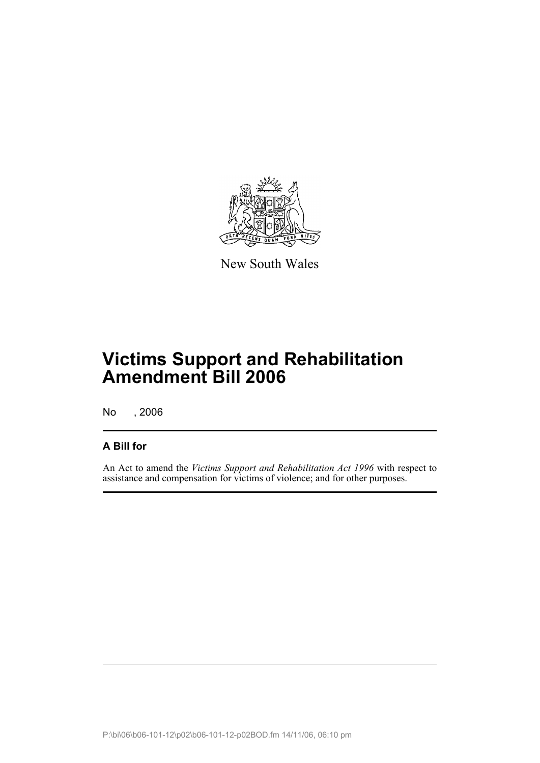New South Wales

# Victims Support and Rehabilitation Amendment Bill 2006

No , 2006

## A Bill for

An Act to amend the *Victims Support and Rehabilitation Act 1996* with respect to assistance and compensation for victims of violence; and for other purposes.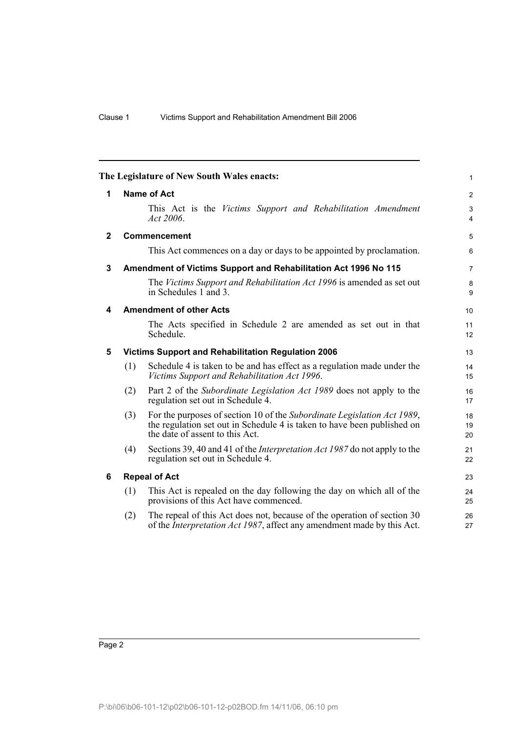**The Legislature of New South Wales enacts:**

## 1 Name of Act

This Act is the *Victims Support and Rehabilitation Amendment Act 2006*.

## 2 Commencement

This Act commences on a day or days to be appointed by proclamation.

## 3 Amendment of Victims Support and Rehabilitation Act 1996 No 115

The *Victims Support and Rehabilitation Act 1996* is amended as set out in Schedules 1 and 3.

## 4 Amendment of other Acts

The Acts specified in Schedule 2 are amended as set out in that Schedule.

## 5 Victims Support and Rehabilitation Regulation 2006

(1) Schedule 4 is taken to be and has effect as a regulation made under the *Victims Support and Rehabilitation Act 1996*.

(2) Part 2 of the *Subordinate Legislation Act 1989* does not apply to the regulation set out in Schedule 4.

(3) For the purposes of section 10 of the *Subordinate Legislation Act 1989*, the regulation set out in Schedule 4 is taken to have been published on the date of assent to this Act.

(4) Sections 39, 40 and 41 of the *Interpretation Act 1987* do not apply to the regulation set out in Schedule 4.

## 6 Repeal of Act

(1) This Act is repealed on the day following the day on which all of the provisions of this Act have commenced.

(2) The repeal of this Act does not, because of the operation of section 30 of the *Interpretation Act 1987*, affect any amendment made by this Act.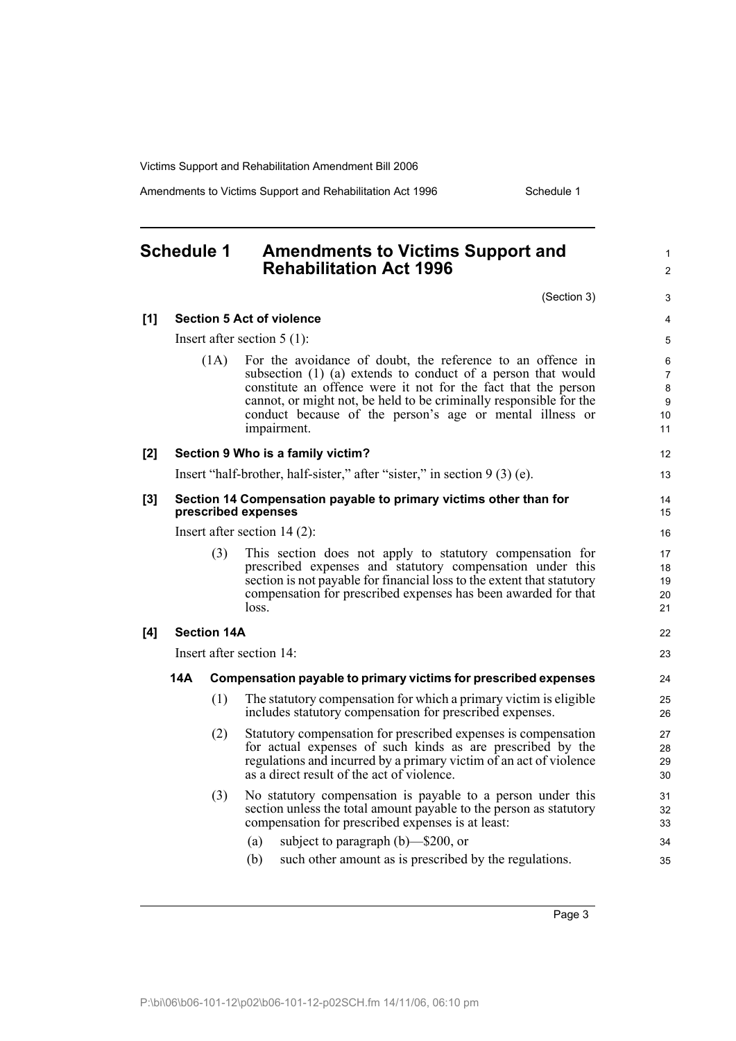## Schedule 1 Amendments to Victims Support and Rehabilitation Act 1996

(Section 3)

**[1] Section 5 Act of violence**

Insert after section 5 (1):

(1A) For the avoidance of doubt, the reference to an offence in subsection (1) (a) extends to conduct of a person that would constitute an offence were it not for the fact that the person cannot, or might not, be held to be criminally responsible for the conduct because of the person's age or mental illness or impairment.

**[2] Section 9 Who is a family victim?**

Insert "half-brother, half-sister," after "sister," in section 9 (3) (e).

**[3] Section 14 Compensation payable to primary victims other than for prescribed expenses**

Insert after section 14 (2):

(3) This section does not apply to statutory compensation for prescribed expenses and statutory compensation under this section is not payable for financial loss to the extent that statutory compensation for prescribed expenses has been awarded for that loss.

**[4] Section 14A**

Insert after section 14:

**14A Compensation payable to primary victims for prescribed expenses**

(1) The statutory compensation for which a primary victim is eligible includes statutory compensation for prescribed expenses.

(2) Statutory compensation for prescribed expenses is compensation for actual expenses of such kinds as are prescribed by the regulations and incurred by a primary victim of an act of violence as a direct result of the act of violence.

(3) No statutory compensation is payable to a person under this section unless the total amount payable to the person as statutory compensation for prescribed expenses is at least:

(a) subject to paragraph (b)—$200, or

(b) such other amount as is prescribed by the regulations.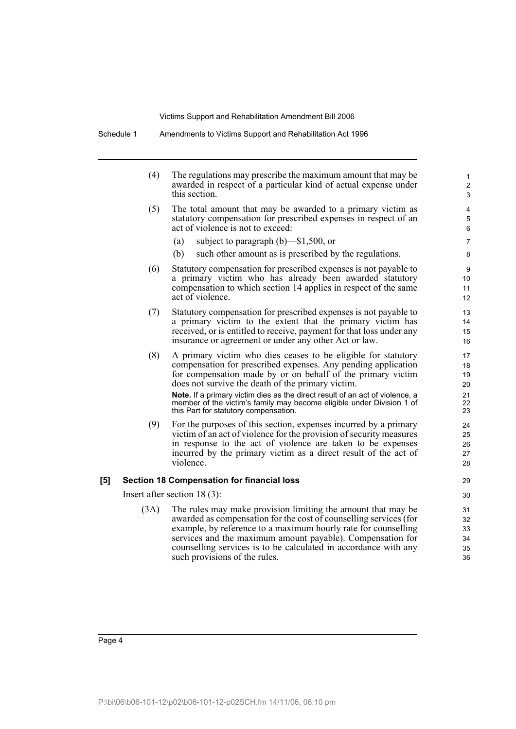(4) The regulations may prescribe the maximum amount that may be awarded in respect of a particular kind of actual expense under this section.

(5) The total amount that may be awarded to a primary victim as statutory compensation for prescribed expenses in respect of an act of violence is not to exceed:

- (a) subject to paragraph (b)—$1,500, or
- (b) such other amount as is prescribed by the regulations.

(6) Statutory compensation for prescribed expenses is not payable to a primary victim who has already been awarded statutory compensation to which section 14 applies in respect of the same act of violence.

(7) Statutory compensation for prescribed expenses is not payable to a primary victim to the extent that the primary victim has received, or is entitled to receive, payment for that loss under any insurance or agreement or under any other Act or law.

(8) A primary victim who dies ceases to be eligible for statutory compensation for prescribed expenses. Any pending application for compensation made by or on behalf of the primary victim does not survive the death of the primary victim.

**Note.** If a primary victim dies as the direct result of an act of violence, a member of the victim's family may become eligible under Division 1 of this Part for statutory compensation.

(9) For the purposes of this section, expenses incurred by a primary victim of an act of violence for the provision of security measures in response to the act of violence are taken to be expenses incurred by the primary victim as a direct result of the act of violence.

**[5] Section 18 Compensation for financial loss**

Insert after section 18 (3):

(3A) The rules may make provision limiting the amount that may be awarded as compensation for the cost of counselling services (for example, by reference to a maximum hourly rate for counselling services and the maximum amount payable). Compensation for counselling services is to be calculated in accordance with any such provisions of the rules.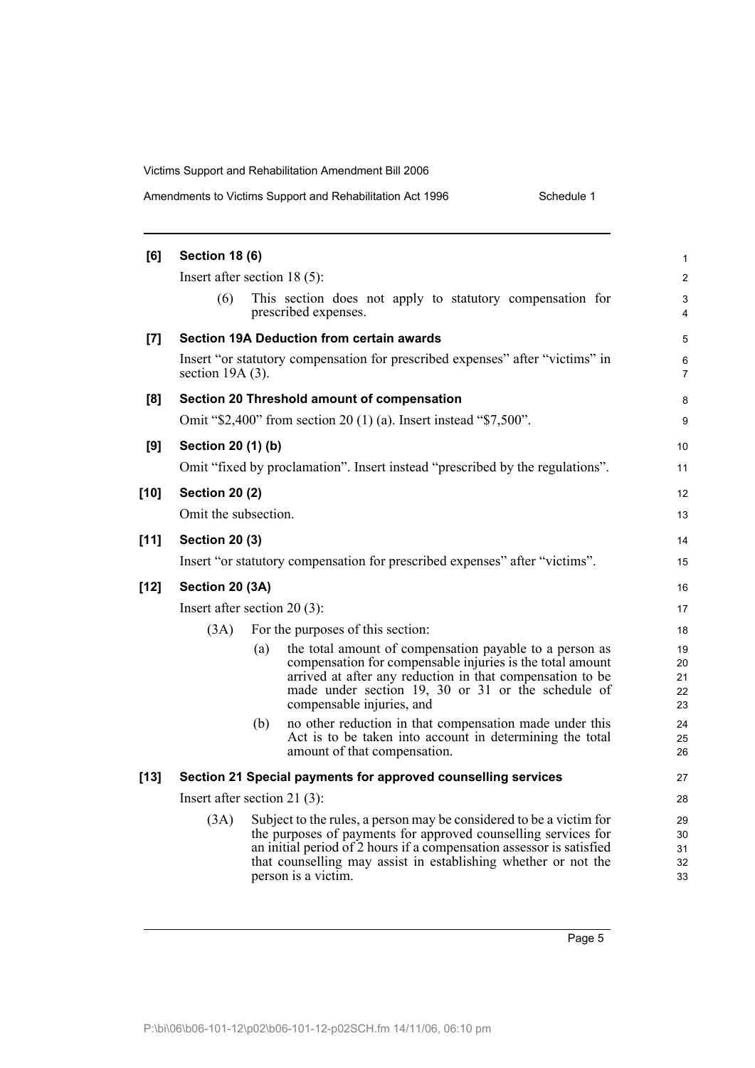**[6] Section 18 (6)**

Insert after section 18 (5):

(6) This section does not apply to statutory compensation for prescribed expenses.

**[7] Section 19A Deduction from certain awards**

Insert "or statutory compensation for prescribed expenses" after "victims" in section 19A (3).

**[8] Section 20 Threshold amount of compensation**

Omit "$2,400" from section 20 (1) (a). Insert instead "$7,500".

**[9] Section 20 (1) (b)**

Omit "fixed by proclamation". Insert instead "prescribed by the regulations".

**[10] Section 20 (2)**

Omit the subsection.

**[11] Section 20 (3)**

Insert "or statutory compensation for prescribed expenses" after "victims".

**[12] Section 20 (3A)**

Insert after section 20 (3):

(3A) For the purposes of this section:

(a) the total amount of compensation payable to a person as compensation for compensable injuries is the total amount arrived at after any reduction in that compensation to be made under section 19, 30 or 31 or the schedule of compensable injuries, and

(b) no other reduction in that compensation made under this Act is to be taken into account in determining the total amount of that compensation.

**[13] Section 21 Special payments for approved counselling services**

Insert after section 21 (3):

(3A) Subject to the rules, a person may be considered to be a victim for the purposes of payments for approved counselling services for an initial period of 2 hours if a compensation assessor is satisfied that counselling may assist in establishing whether or not the person is a victim.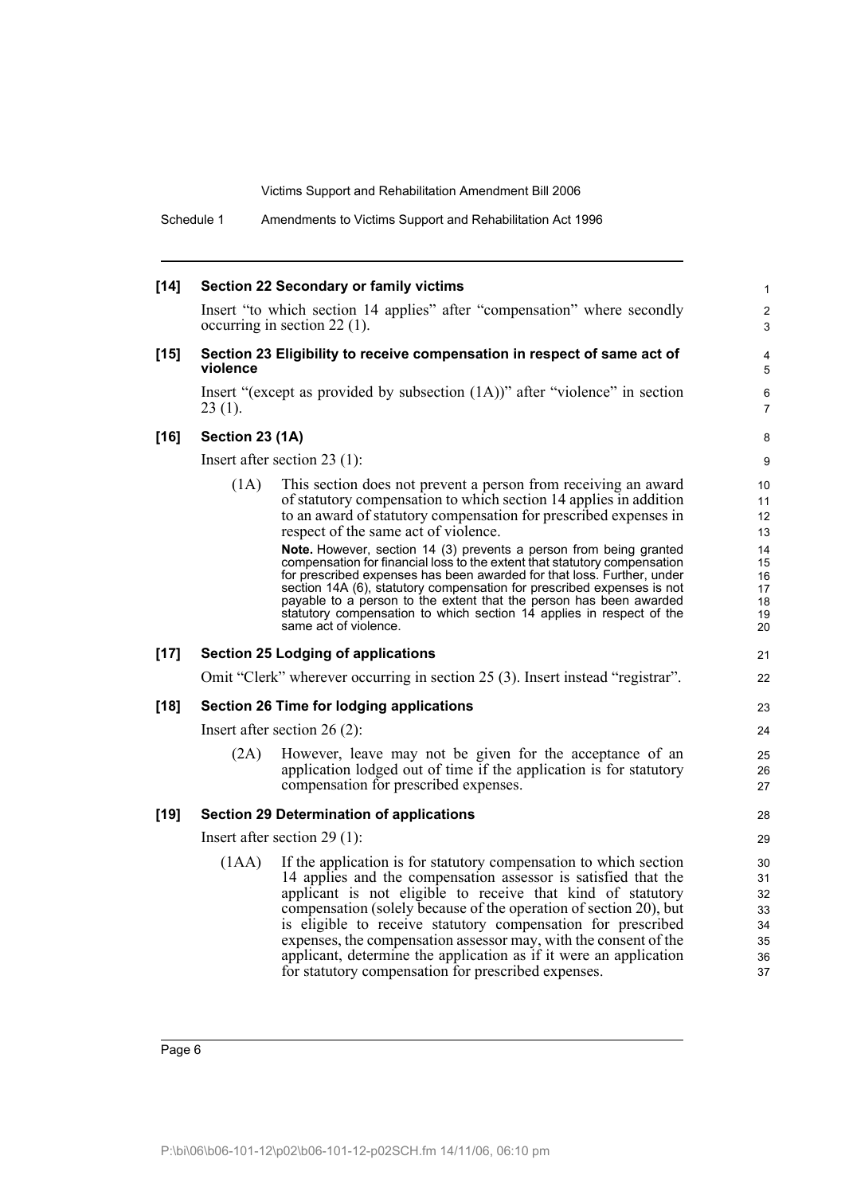**[14] Section 22 Secondary or family victims**

Insert "to which section 14 applies" after "compensation" where secondly occurring in section 22 (1).

**[15] Section 23 Eligibility to receive compensation in respect of same act of violence**

Insert "(except as provided by subsection (1A))" after "violence" in section 23 (1).

**[16] Section 23 (1A)**

Insert after section 23 (1):

(1A) This section does not prevent a person from receiving an award of statutory compensation to which section 14 applies in addition to an award of statutory compensation for prescribed expenses in respect of the same act of violence.

**Note.** However, section 14 (3) prevents a person from being granted compensation for financial loss to the extent that statutory compensation for prescribed expenses has been awarded for that loss. Further, under section 14A (6), statutory compensation for prescribed expenses is not payable to a person to the extent that the person has been awarded statutory compensation to which section 14 applies in respect of the same act of violence.

**[17] Section 25 Lodging of applications**

Omit "Clerk" wherever occurring in section 25 (3). Insert instead "registrar".

**[18] Section 26 Time for lodging applications**

Insert after section 26 (2):

(2A) However, leave may not be given for the acceptance of an application lodged out of time if the application is for statutory compensation for prescribed expenses.

**[19] Section 29 Determination of applications**

Insert after section 29 (1):

(1AA) If the application is for statutory compensation to which section 14 applies and the compensation assessor is satisfied that the applicant is not eligible to receive that kind of statutory compensation (solely because of the operation of section 20), but is eligible to receive statutory compensation for prescribed expenses, the compensation assessor may, with the consent of the applicant, determine the application as if it were an application for statutory compensation for prescribed expenses.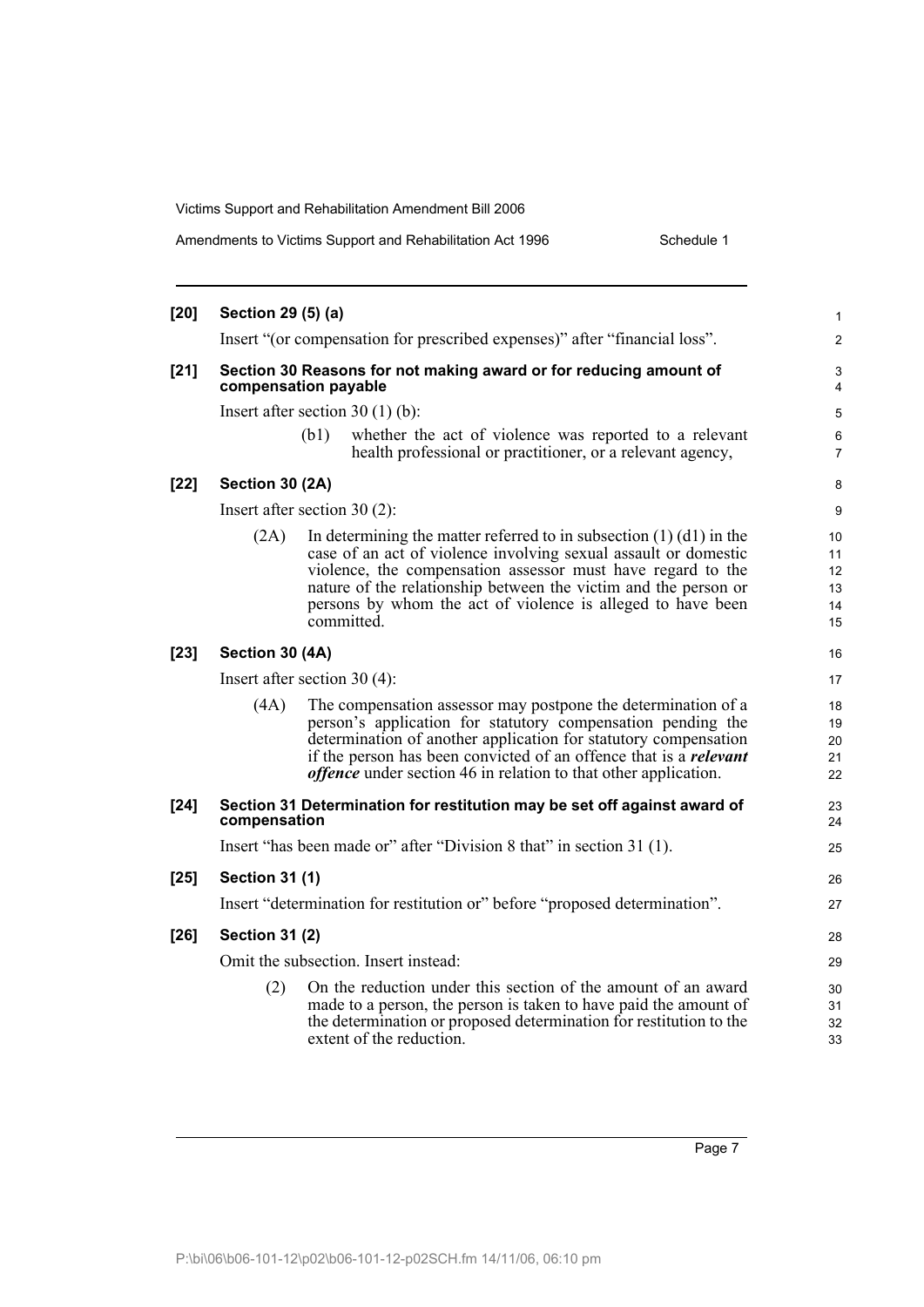**[20] Section 29 (5) (a)**

Insert "(or compensation for prescribed expenses)" after "financial loss".

**[21] Section 30 Reasons for not making award or for reducing amount of compensation payable**

Insert after section 30 (1) (b):

(b1) whether the act of violence was reported to a relevant health professional or practitioner, or a relevant agency,

**[22] Section 30 (2A)**

Insert after section 30 (2):

(2A) In determining the matter referred to in subsection (1) (d1) in the case of an act of violence involving sexual assault or domestic violence, the compensation assessor must have regard to the nature of the relationship between the victim and the person or persons by whom the act of violence is alleged to have been committed.

**[23] Section 30 (4A)**

Insert after section 30 (4):

(4A) The compensation assessor may postpone the determination of a person's application for statutory compensation pending the determination of another application for statutory compensation if the person has been convicted of an offence that is a ***relevant offence*** under section 46 in relation to that other application.

**[24] Section 31 Determination for restitution may be set off against award of compensation**

Insert "has been made or" after "Division 8 that" in section 31 (1).

**[25] Section 31 (1)**

Insert "determination for restitution or" before "proposed determination".

**[26] Section 31 (2)**

Omit the subsection. Insert instead:

(2) On the reduction under this section of the amount of an award made to a person, the person is taken to have paid the amount of the determination or proposed determination for restitution to the extent of the reduction.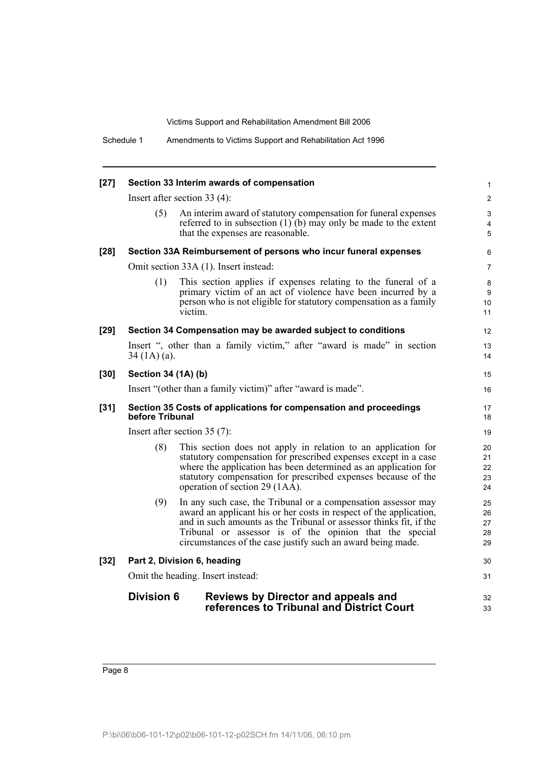**[27] Section 33 Interim awards of compensation**

Insert after section 33 (4):

(5) An interim award of statutory compensation for funeral expenses referred to in subsection (1) (b) may only be made to the extent that the expenses are reasonable.

**[28] Section 33A Reimbursement of persons who incur funeral expenses**

Omit section 33A (1). Insert instead:

(1) This section applies if expenses relating to the funeral of a primary victim of an act of violence have been incurred by a person who is not eligible for statutory compensation as a family victim.

**[29] Section 34 Compensation may be awarded subject to conditions**

Insert ", other than a family victim," after "award is made" in section 34 (1A) (a).

**[30] Section 34 (1A) (b)**

Insert "(other than a family victim)" after "award is made".

**[31] Section 35 Costs of applications for compensation and proceedings before Tribunal**

Insert after section 35 (7):

(8) This section does not apply in relation to an application for statutory compensation for prescribed expenses except in a case where the application has been determined as an application for statutory compensation for prescribed expenses because of the operation of section 29 (1AA).

(9) In any such case, the Tribunal or a compensation assessor may award an applicant his or her costs in respect of the application, and in such amounts as the Tribunal or assessor thinks fit, if the Tribunal or assessor is of the opinion that the special circumstances of the case justify such an award being made.

**[32] Part 2, Division 6, heading**

Omit the heading. Insert instead:

## Division 6 Reviews by Director and appeals and references to Tribunal and District Court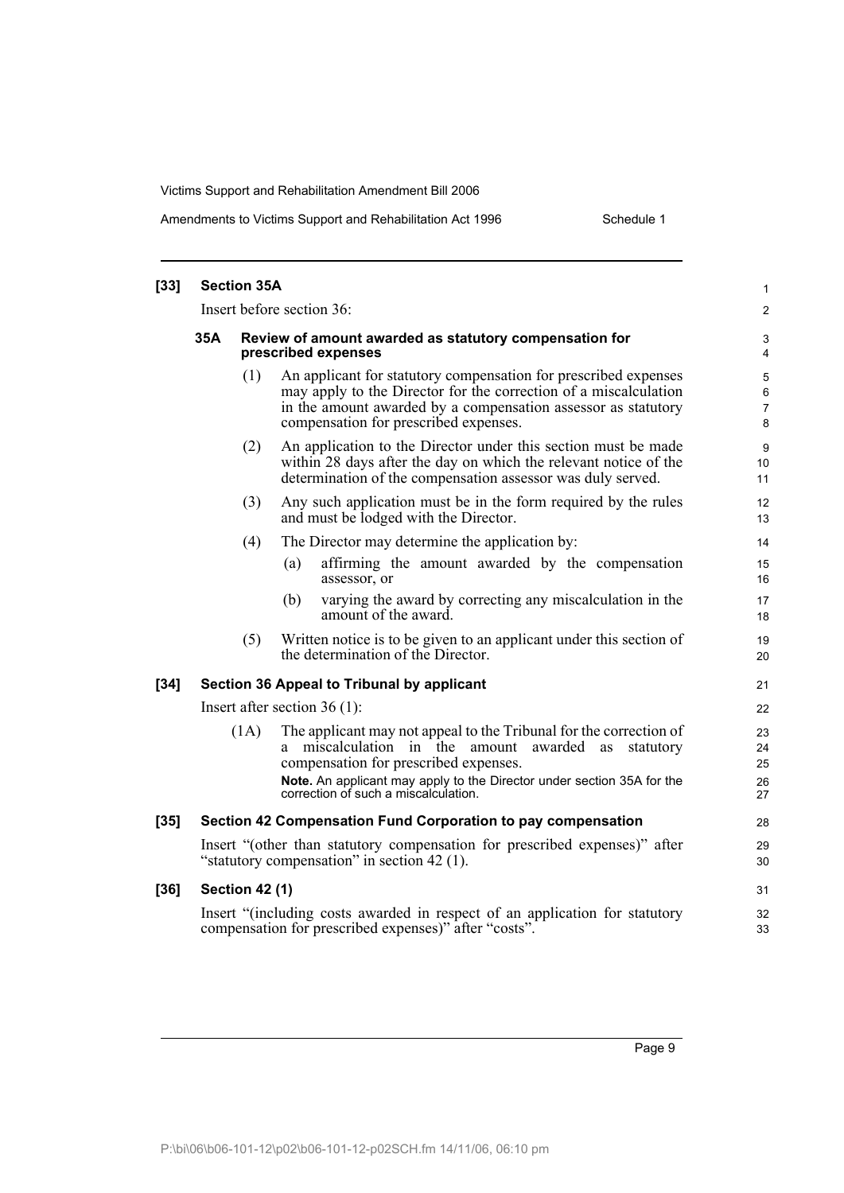**[33] Section 35A**

Insert before section 36:

**35A Review of amount awarded as statutory compensation for prescribed expenses**

(1) An applicant for statutory compensation for prescribed expenses may apply to the Director for the correction of a miscalculation in the amount awarded by a compensation assessor as statutory compensation for prescribed expenses.

(2) An application to the Director under this section must be made within 28 days after the day on which the relevant notice of the determination of the compensation assessor was duly served.

(3) Any such application must be in the form required by the rules and must be lodged with the Director.

(4) The Director may determine the application by:

(a) affirming the amount awarded by the compensation assessor, or

(b) varying the award by correcting any miscalculation in the amount of the award.

(5) Written notice is to be given to an applicant under this section of the determination of the Director.

**[34] Section 36 Appeal to Tribunal by applicant**

Insert after section 36 (1):

(1A) The applicant may not appeal to the Tribunal for the correction of a miscalculation in the amount awarded as statutory compensation for prescribed expenses.

**Note.** An applicant may apply to the Director under section 35A for the correction of such a miscalculation.

**[35] Section 42 Compensation Fund Corporation to pay compensation**

Insert "(other than statutory compensation for prescribed expenses)" after "statutory compensation" in section 42 (1).

**[36] Section 42 (1)**

Insert "(including costs awarded in respect of an application for statutory compensation for prescribed expenses)" after "costs".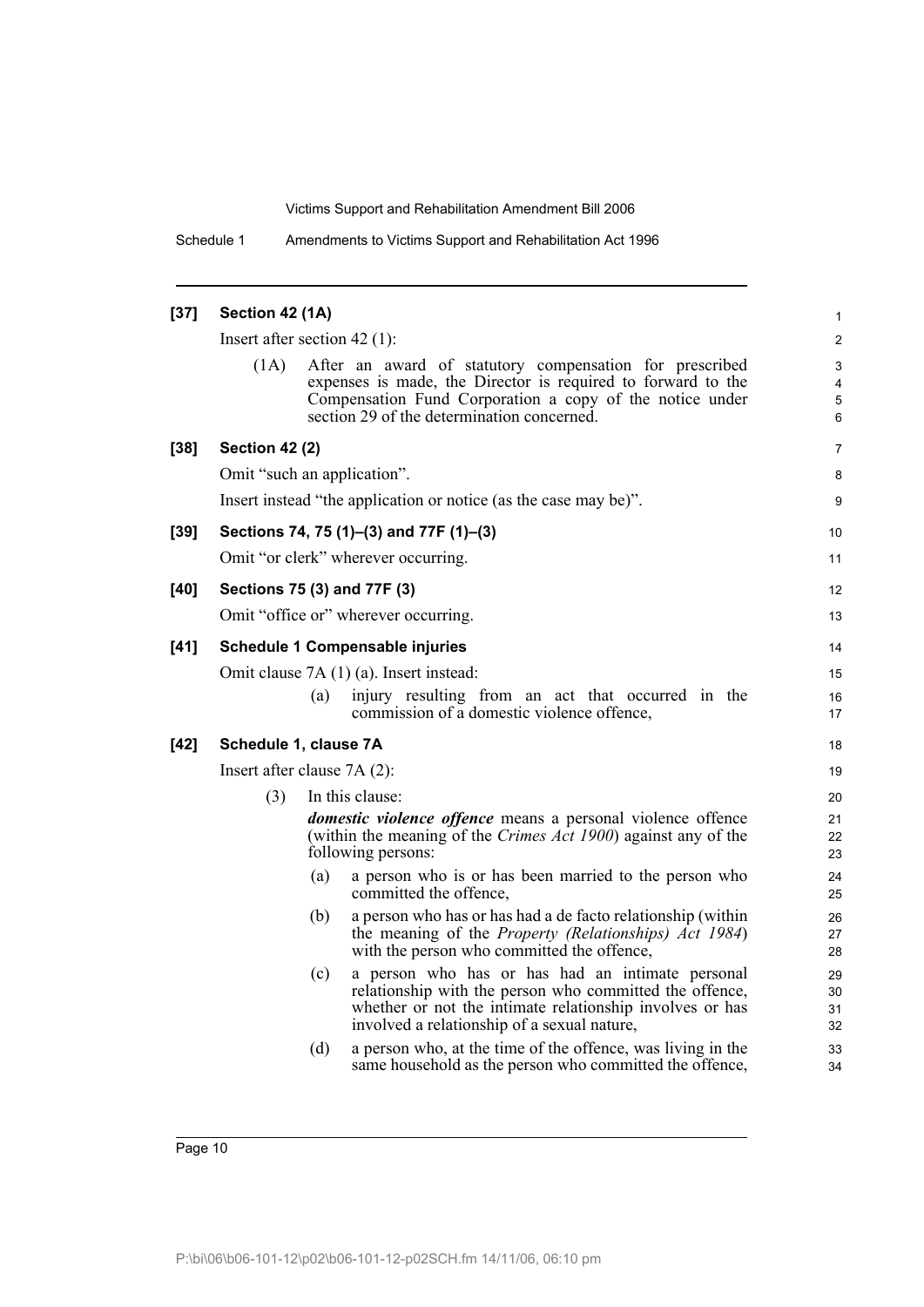**[37] Section 42 (1A)**

Insert after section 42 (1):

(1A) After an award of statutory compensation for prescribed expenses is made, the Director is required to forward to the Compensation Fund Corporation a copy of the notice under section 29 of the determination concerned.

**[38] Section 42 (2)**

Omit "such an application".

Insert instead "the application or notice (as the case may be)".

**[39] Sections 74, 75 (1)–(3) and 77F (1)–(3)**

Omit "or clerk" wherever occurring.

**[40] Sections 75 (3) and 77F (3)**

Omit "office or" wherever occurring.

**[41] Schedule 1 Compensable injuries**

Omit clause 7A (1) (a). Insert instead:

(a) injury resulting from an act that occurred in the commission of a domestic violence offence,

**[42] Schedule 1, clause 7A**

Insert after clause 7A (2):

(3) In this clause:

***domestic violence offence*** means a personal violence offence (within the meaning of the *Crimes Act 1900*) against any of the following persons:

(a) a person who is or has been married to the person who committed the offence,

(b) a person who has or has had a de facto relationship (within the meaning of the *Property (Relationships) Act 1984*) with the person who committed the offence,

(c) a person who has or has had an intimate personal relationship with the person who committed the offence, whether or not the intimate relationship involves or has involved a relationship of a sexual nature,

(d) a person who, at the time of the offence, was living in the same household as the person who committed the offence,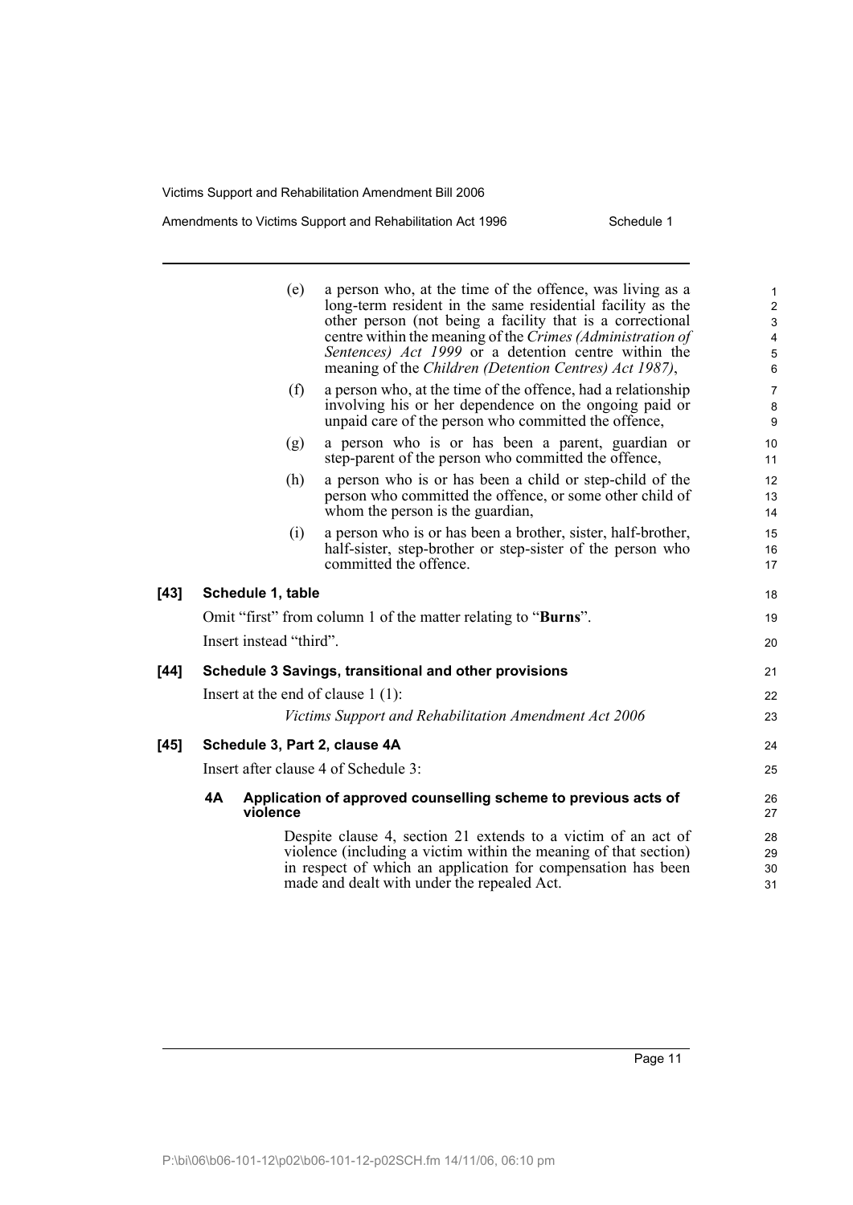(e) a person who, at the time of the offence, was living as a long-term resident in the same residential facility as the other person (not being a facility that is a correctional centre within the meaning of the *Crimes (Administration of Sentences) Act 1999* or a detention centre within the meaning of the *Children (Detention Centres) Act 1987)*,

(f) a person who, at the time of the offence, had a relationship involving his or her dependence on the ongoing paid or unpaid care of the person who committed the offence,

(g) a person who is or has been a parent, guardian or step-parent of the person who committed the offence,

(h) a person who is or has been a child or step-child of the person who committed the offence, or some other child of whom the person is the guardian,

(i) a person who is or has been a brother, sister, half-brother, half-sister, step-brother or step-sister of the person who committed the offence.

**[43] Schedule 1, table**

Omit "first" from column 1 of the matter relating to "**Burns**".

Insert instead "third".

**[44] Schedule 3 Savings, transitional and other provisions**

Insert at the end of clause 1 (1):

*Victims Support and Rehabilitation Amendment Act 2006*

**[45] Schedule 3, Part 2, clause 4A**

Insert after clause 4 of Schedule 3:

**4A Application of approved counselling scheme to previous acts of violence**

Despite clause 4, section 21 extends to a victim of an act of violence (including a victim within the meaning of that section) in respect of which an application for compensation has been made and dealt with under the repealed Act.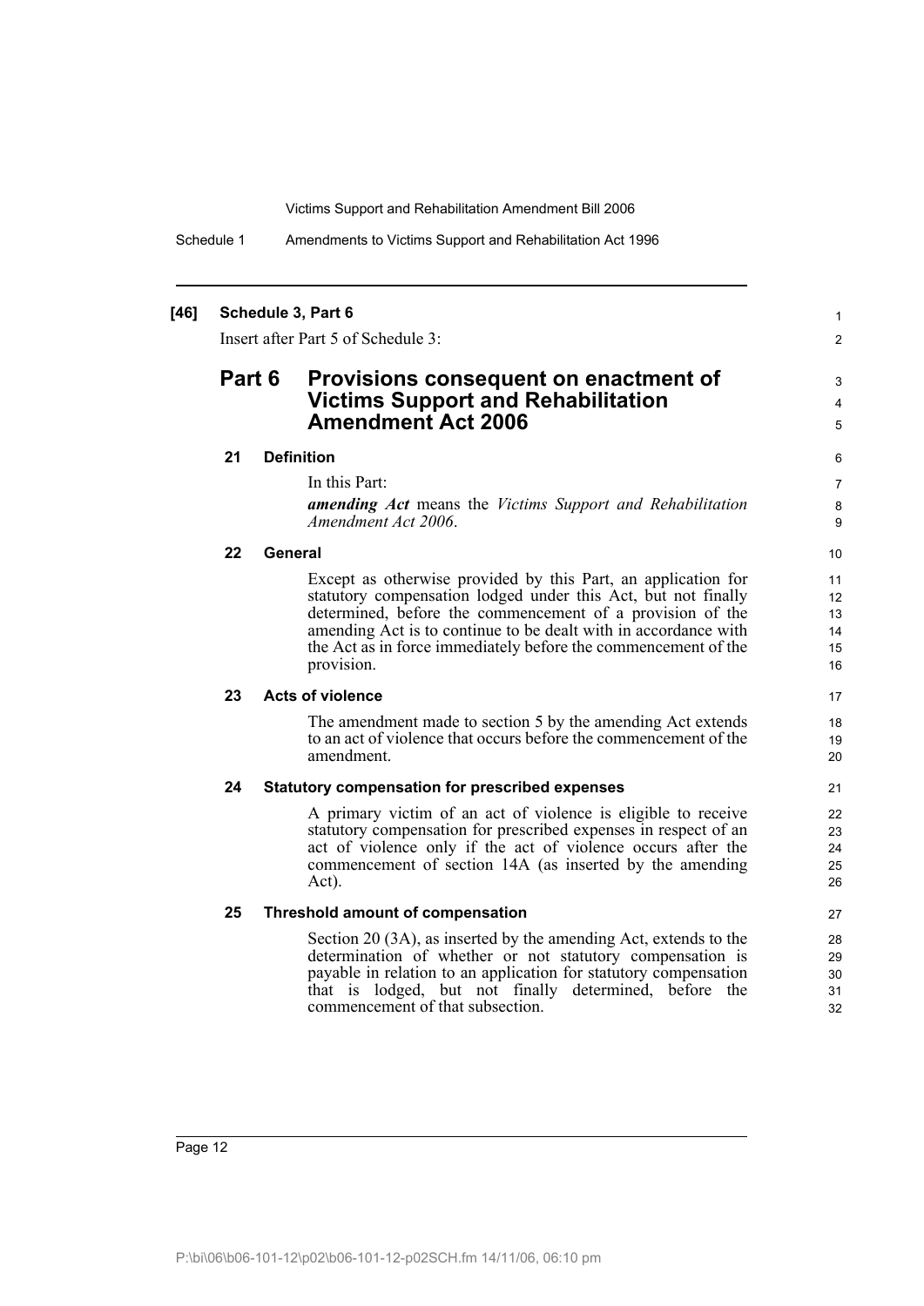**[46] Schedule 3, Part 6**

Insert after Part 5 of Schedule 3:

## Part 6 Provisions consequent on enactment of Victims Support and Rehabilitation Amendment Act 2006

### 21 Definition

In this Part:

***amending Act*** means the *Victims Support and Rehabilitation Amendment Act 2006*.

### 22 General

Except as otherwise provided by this Part, an application for statutory compensation lodged under this Act, but not finally determined, before the commencement of a provision of the amending Act is to continue to be dealt with in accordance with the Act as in force immediately before the commencement of the provision.

### 23 Acts of violence

The amendment made to section 5 by the amending Act extends to an act of violence that occurs before the commencement of the amendment.

### 24 Statutory compensation for prescribed expenses

A primary victim of an act of violence is eligible to receive statutory compensation for prescribed expenses in respect of an act of violence only if the act of violence occurs after the commencement of section 14A (as inserted by the amending Act).

### 25 Threshold amount of compensation

Section 20 (3A), as inserted by the amending Act, extends to the determination of whether or not statutory compensation is payable in relation to an application for statutory compensation that is lodged, but not finally determined, before the commencement of that subsection.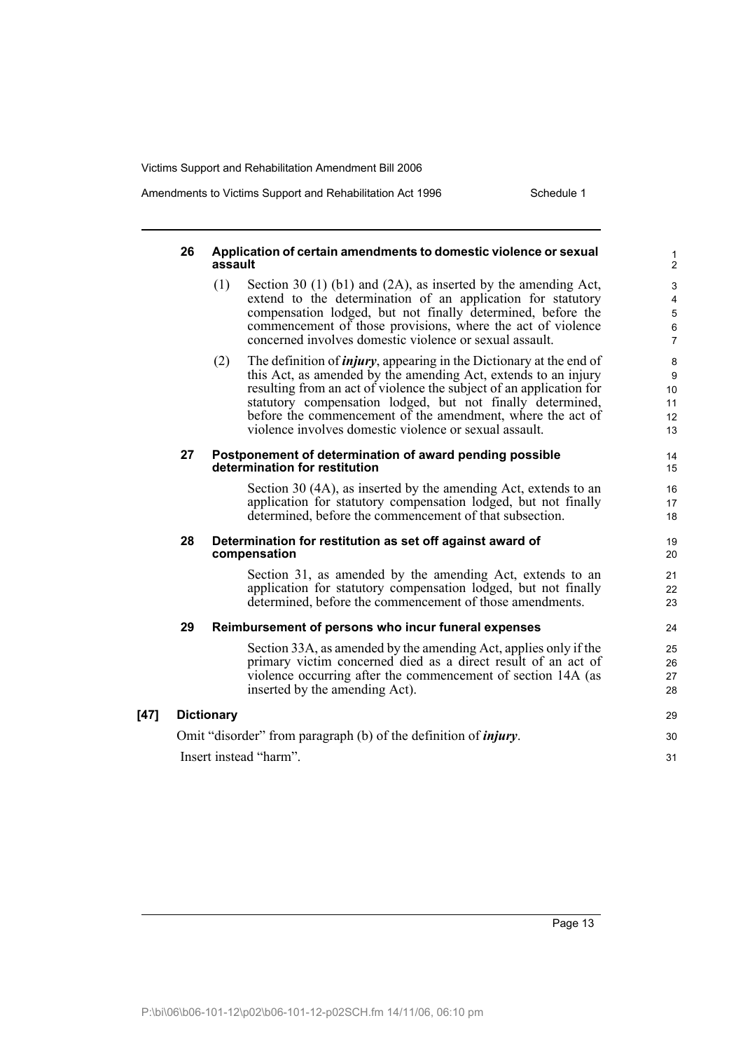#### 26 Application of certain amendments to domestic violence or sexual assault

(1) Section 30 (1) (b1) and (2A), as inserted by the amending Act, extend to the determination of an application for statutory compensation lodged, but not finally determined, before the commencement of those provisions, where the act of violence concerned involves domestic violence or sexual assault.

(2) The definition of ***injury***, appearing in the Dictionary at the end of this Act, as amended by the amending Act, extends to an injury resulting from an act of violence the subject of an application for statutory compensation lodged, but not finally determined, before the commencement of the amendment, where the act of violence involves domestic violence or sexual assault.

#### 27 Postponement of determination of award pending possible determination for restitution

Section 30 (4A), as inserted by the amending Act, extends to an application for statutory compensation lodged, but not finally determined, before the commencement of that subsection.

#### 28 Determination for restitution as set off against award of compensation

Section 31, as amended by the amending Act, extends to an application for statutory compensation lodged, but not finally determined, before the commencement of those amendments.

#### 29 Reimbursement of persons who incur funeral expenses

Section 33A, as amended by the amending Act, applies only if the primary victim concerned died as a direct result of an act of violence occurring after the commencement of section 14A (as inserted by the amending Act).

### [47] Dictionary

Omit "disorder" from paragraph (b) of the definition of ***injury***.

Insert instead "harm".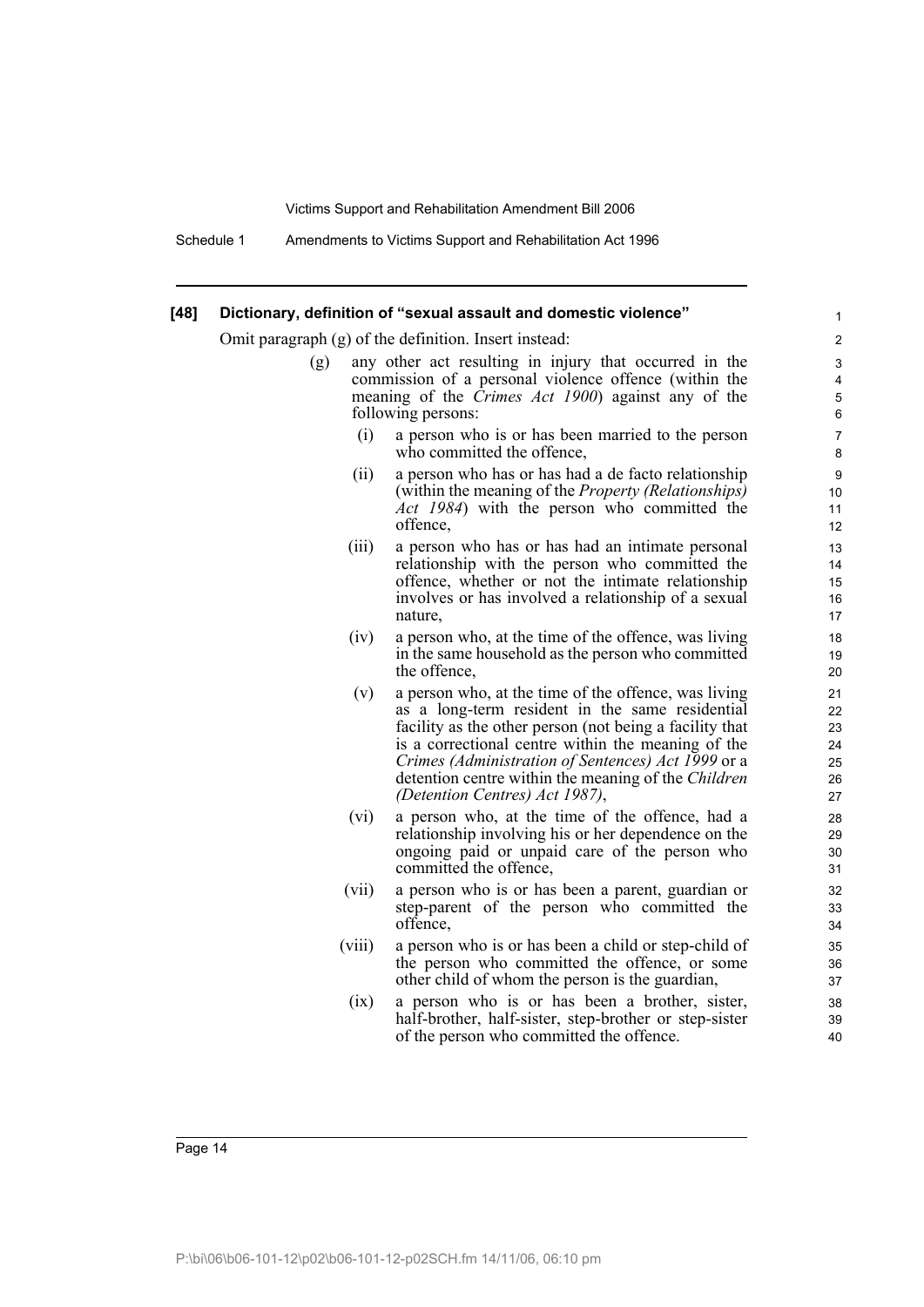**[48] Dictionary, definition of "sexual assault and domestic violence"**

Omit paragraph (g) of the definition. Insert instead:

(g) any other act resulting in injury that occurred in the commission of a personal violence offence (within the meaning of the *Crimes Act 1900*) against any of the following persons:

(i) a person who is or has been married to the person who committed the offence,

(ii) a person who has or has had a de facto relationship (within the meaning of the *Property (Relationships) Act 1984*) with the person who committed the offence,

(iii) a person who has or has had an intimate personal relationship with the person who committed the offence, whether or not the intimate relationship involves or has involved a relationship of a sexual nature,

(iv) a person who, at the time of the offence, was living in the same household as the person who committed the offence,

(v) a person who, at the time of the offence, was living as a long-term resident in the same residential facility as the other person (not being a facility that is a correctional centre within the meaning of the *Crimes (Administration of Sentences) Act 1999* or a detention centre within the meaning of the *Children (Detention Centres) Act 1987)*,

(vi) a person who, at the time of the offence, had a relationship involving his or her dependence on the ongoing paid or unpaid care of the person who committed the offence,

(vii) a person who is or has been a parent, guardian or step-parent of the person who committed the offence,

(viii) a person who is or has been a child or step-child of the person who committed the offence, or some other child of whom the person is the guardian,

(ix) a person who is or has been a brother, sister, half-brother, half-sister, step-brother or step-sister of the person who committed the offence.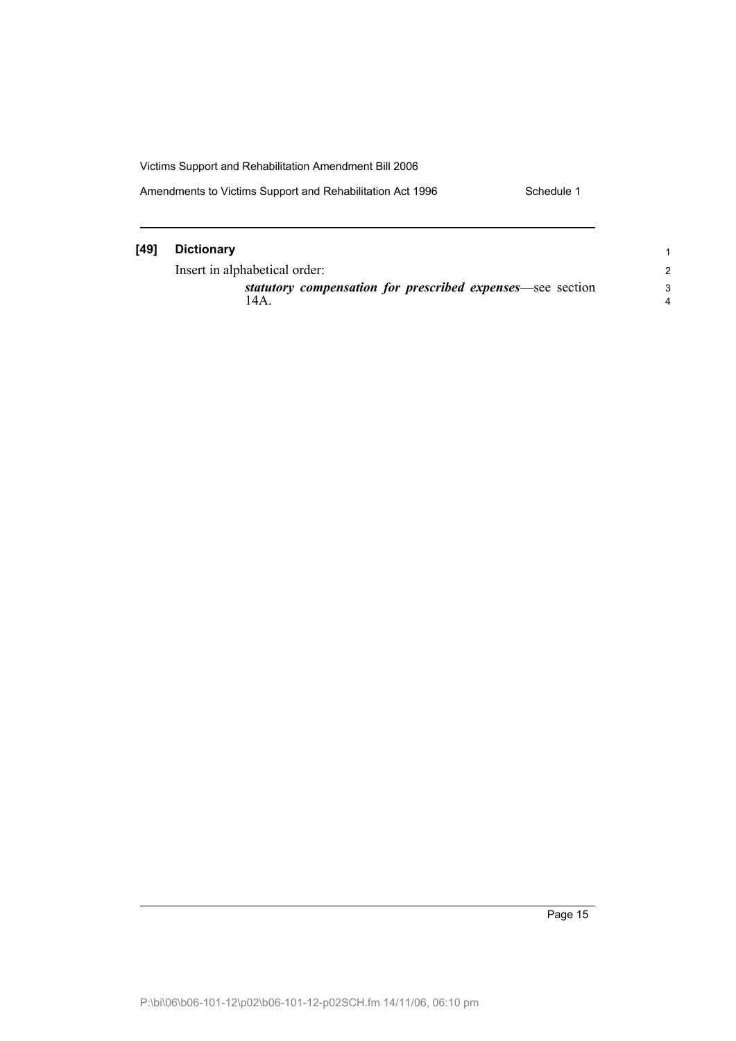**[49] Dictionary**

Insert in alphabetical order:

> ***statutory compensation for prescribed expenses***—see section 14A.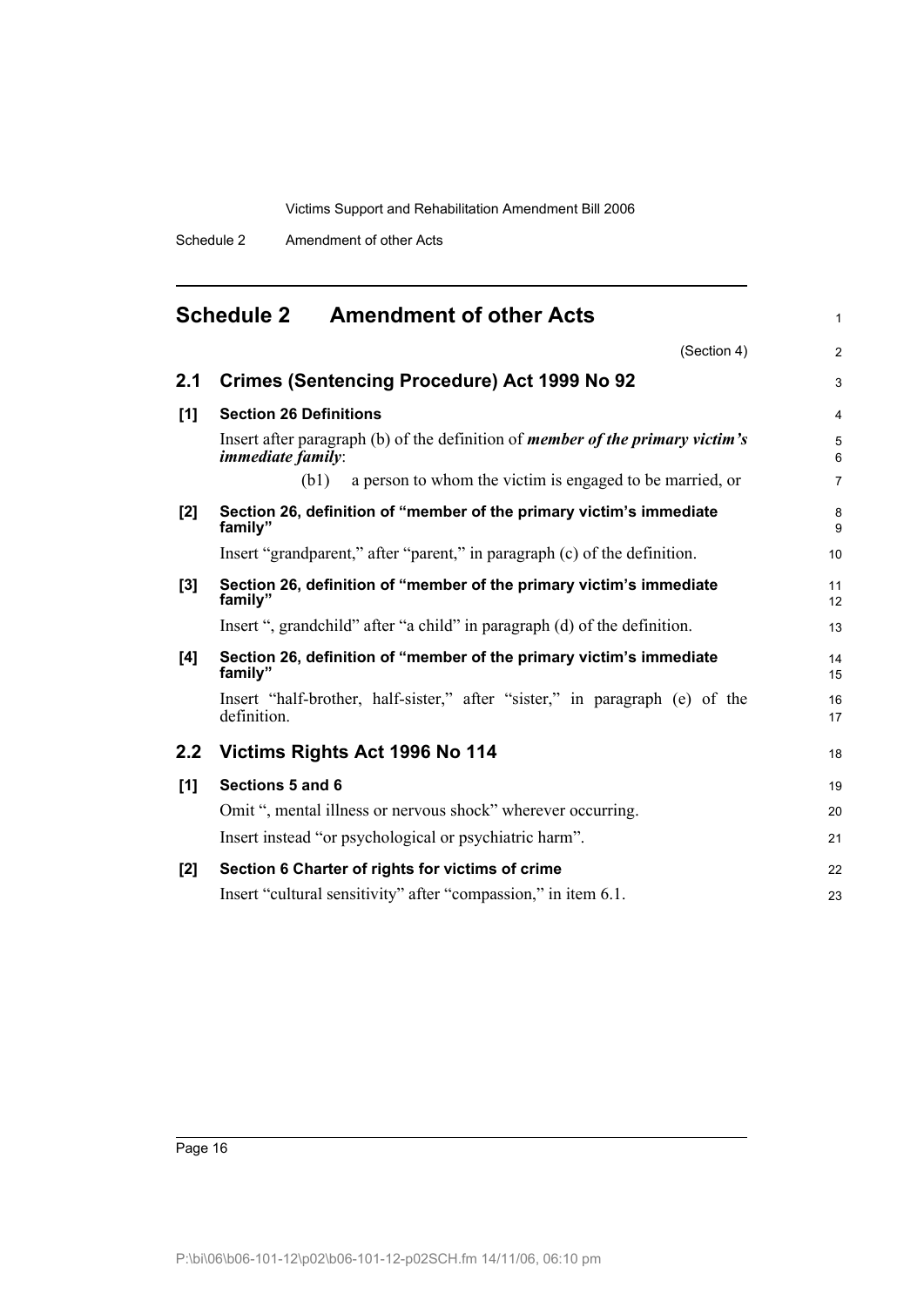# Schedule 2 Amendment of other Acts

(Section 4)

## 2.1 Crimes (Sentencing Procedure) Act 1999 No 92

**[1] Section 26 Definitions**

Insert after paragraph (b) of the definition of ***member of the primary victim's immediate family***:

(b1) a person to whom the victim is engaged to be married, or

**[2] Section 26, definition of "member of the primary victim's immediate family"**

Insert "grandparent," after "parent," in paragraph (c) of the definition.

**[3] Section 26, definition of "member of the primary victim's immediate family"**

Insert ", grandchild" after "a child" in paragraph (d) of the definition.

**[4] Section 26, definition of "member of the primary victim's immediate family"**

Insert "half-brother, half-sister," after "sister," in paragraph (e) of the definition.

## 2.2 Victims Rights Act 1996 No 114

**[1] Sections 5 and 6**

Omit ", mental illness or nervous shock" wherever occurring.

Insert instead "or psychological or psychiatric harm".

**[2] Section 6 Charter of rights for victims of crime**

Insert "cultural sensitivity" after "compassion," in item 6.1.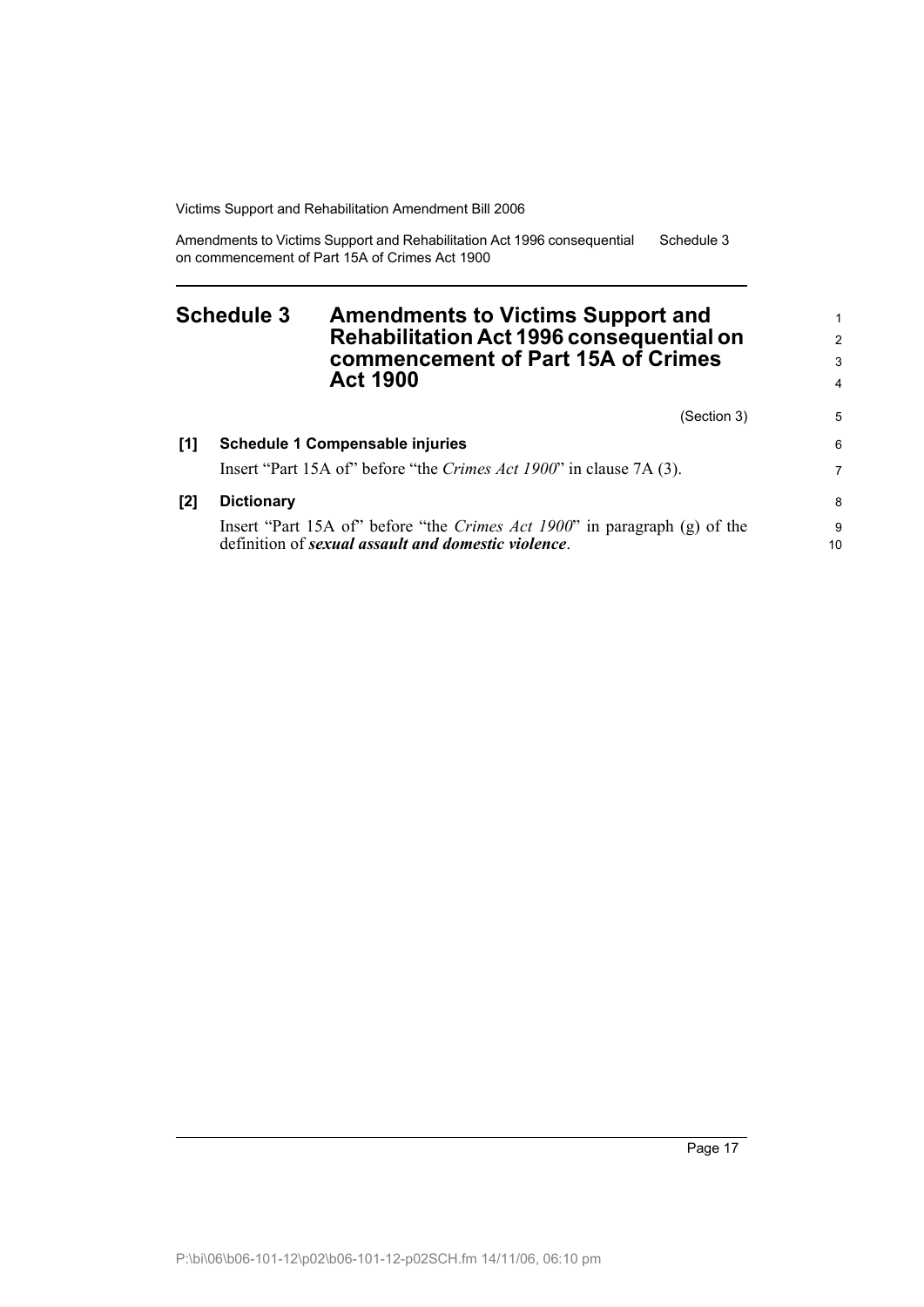# Schedule 3 Amendments to Victims Support and Rehabilitation Act 1996 consequential on commencement of Part 15A of Crimes Act 1900

(Section 3)

**[1] Schedule 1 Compensable injuries**

Insert "Part 15A of" before "the *Crimes Act 1900*" in clause 7A (3).

**[2] Dictionary**

Insert "Part 15A of" before "the *Crimes Act 1900*" in paragraph (g) of the definition of ***sexual assault and domestic violence***.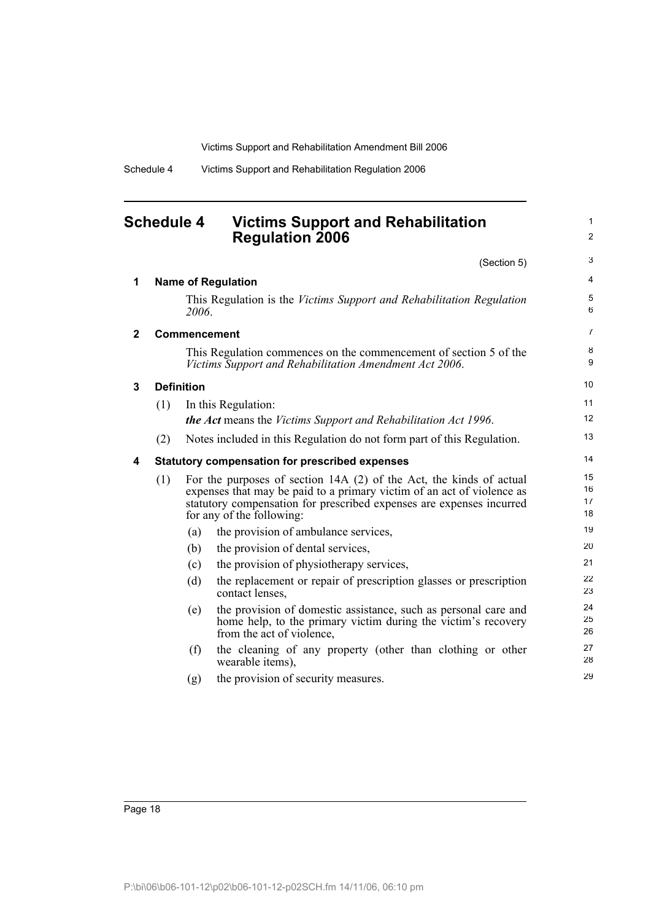# Schedule 4 Victims Support and Rehabilitation Regulation 2006

(Section 5)

## 1 Name of Regulation

This Regulation is the *Victims Support and Rehabilitation Regulation 2006*.

## 2 Commencement

This Regulation commences on the commencement of section 5 of the *Victims Support and Rehabilitation Amendment Act 2006*.

## 3 Definition

(1) In this Regulation:

***the Act*** means the *Victims Support and Rehabilitation Act 1996*.

(2) Notes included in this Regulation do not form part of this Regulation.

## 4 Statutory compensation for prescribed expenses

(1) For the purposes of section 14A (2) of the Act, the kinds of actual expenses that may be paid to a primary victim of an act of violence as statutory compensation for prescribed expenses are expenses incurred for any of the following:

- (a) the provision of ambulance services,
- (b) the provision of dental services,
- (c) the provision of physiotherapy services,
- (d) the replacement or repair of prescription glasses or prescription contact lenses,
- (e) the provision of domestic assistance, such as personal care and home help, to the primary victim during the victim's recovery from the act of violence,
- (f) the cleaning of any property (other than clothing or other wearable items),
- (g) the provision of security measures.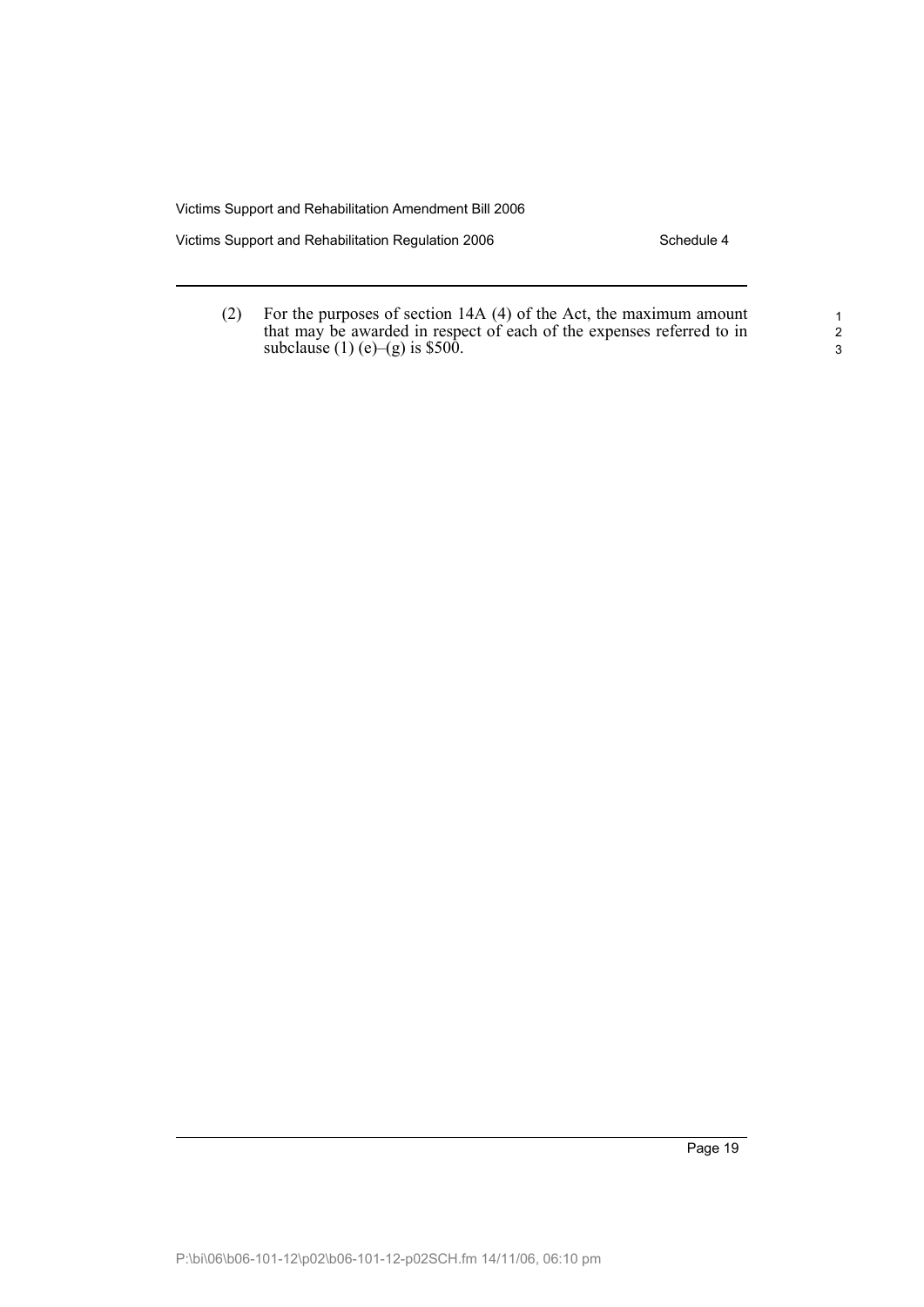(2) For the purposes of section 14A (4) of the Act, the maximum amount that may be awarded in respect of each of the expenses referred to in subclause (1) (e)–(g) is $500.